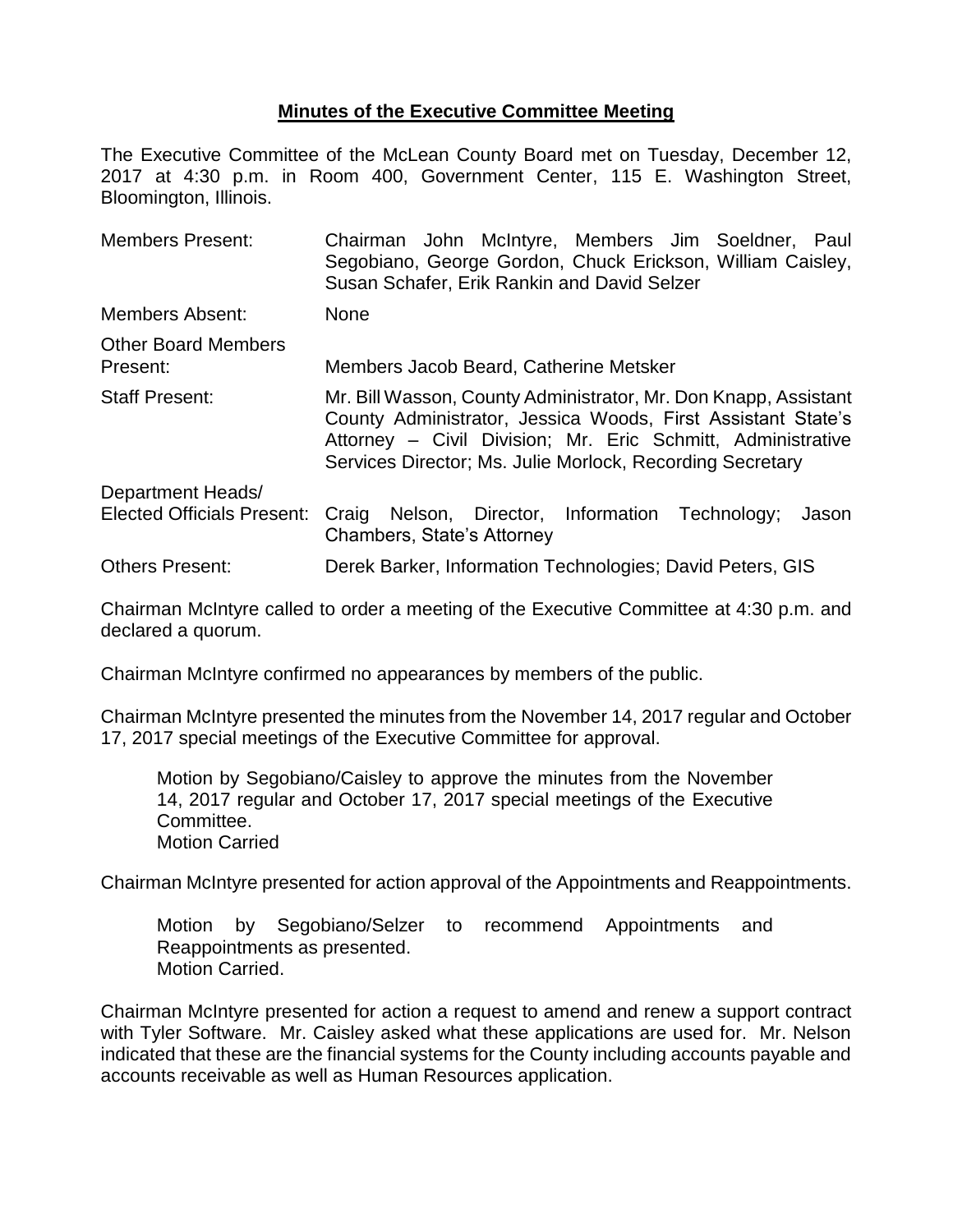**Minutes of the Executive Committee Meeting**

The Executive Committee of the McLean County Board met on Tuesday, December 12, 2017 at 4:30 p.m. in Room 400, Government Center, 115 E. Washington Street, Bloomington, Illinois.

| | |
|---|---|
| Members Present: | Chairman John McIntyre, Members Jim Soeldner, Paul Segobiano, George Gordon, Chuck Erickson, William Caisley, Susan Schafer, Erik Rankin and David Selzer |
| Members Absent: | None |
| Other Board Members Present: | Members Jacob Beard, Catherine Metsker |
| Staff Present: | Mr. Bill Wasson, County Administrator, Mr. Don Knapp, Assistant County Administrator, Jessica Woods, First Assistant State's Attorney – Civil Division; Mr. Eric Schmitt, Administrative Services Director; Ms. Julie Morlock, Recording Secretary |
| Department Heads/ Elected Officials Present: | Craig Nelson, Director, Information Technology; Jason Chambers, State's Attorney |
| Others Present: | Derek Barker, Information Technologies; David Peters, GIS |

Chairman McIntyre called to order a meeting of the Executive Committee at 4:30 p.m. and declared a quorum.

Chairman McIntyre confirmed no appearances by members of the public.

Chairman McIntyre presented the minutes from the November 14, 2017 regular and October 17, 2017 special meetings of the Executive Committee for approval.

> Motion by Segobiano/Caisley to approve the minutes from the November 14, 2017 regular and October 17, 2017 special meetings of the Executive Committee.
> Motion Carried

Chairman McIntyre presented for action approval of the Appointments and Reappointments.

> Motion by Segobiano/Selzer to recommend Appointments and Reappointments as presented.
> Motion Carried.

Chairman McIntyre presented for action a request to amend and renew a support contract with Tyler Software. Mr. Caisley asked what these applications are used for. Mr. Nelson indicated that these are the financial systems for the County including accounts payable and accounts receivable as well as Human Resources application.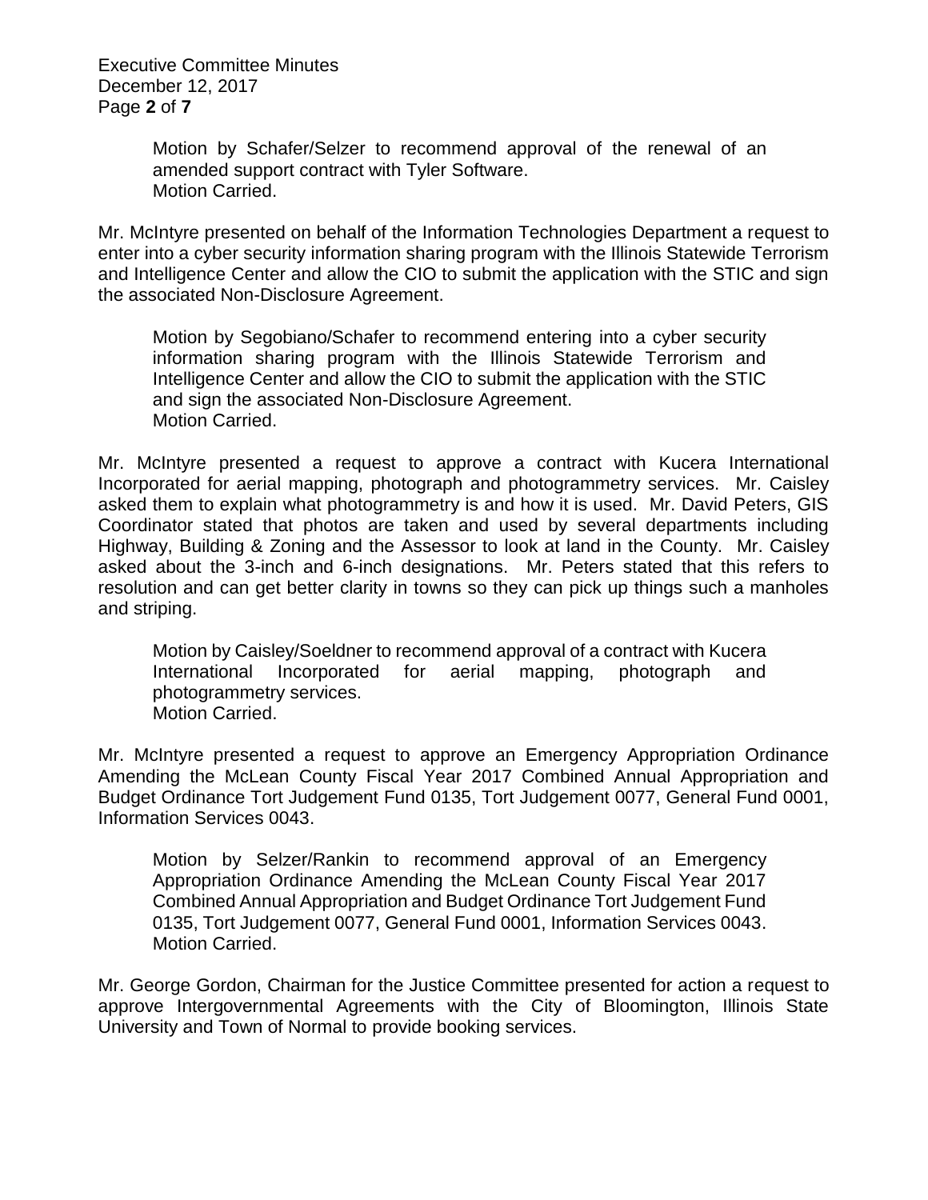Motion by Schafer/Selzer to recommend approval of the renewal of an amended support contract with Tyler Software.
Motion Carried.

Mr. McIntyre presented on behalf of the Information Technologies Department a request to enter into a cyber security information sharing program with the Illinois Statewide Terrorism and Intelligence Center and allow the CIO to submit the application with the STIC and sign the associated Non-Disclosure Agreement.

Motion by Segobiano/Schafer to recommend entering into a cyber security information sharing program with the Illinois Statewide Terrorism and Intelligence Center and allow the CIO to submit the application with the STIC and sign the associated Non-Disclosure Agreement.
Motion Carried.

Mr. McIntyre presented a request to approve a contract with Kucera International Incorporated for aerial mapping, photograph and photogrammetry services. Mr. Caisley asked them to explain what photogrammetry is and how it is used. Mr. David Peters, GIS Coordinator stated that photos are taken and used by several departments including Highway, Building & Zoning and the Assessor to look at land in the County. Mr. Caisley asked about the 3-inch and 6-inch designations. Mr. Peters stated that this refers to resolution and can get better clarity in towns so they can pick up things such a manholes and striping.

Motion by Caisley/Soeldner to recommend approval of a contract with Kucera International Incorporated for aerial mapping, photograph and photogrammetry services.
Motion Carried.

Mr. McIntyre presented a request to approve an Emergency Appropriation Ordinance Amending the McLean County Fiscal Year 2017 Combined Annual Appropriation and Budget Ordinance Tort Judgement Fund 0135, Tort Judgement 0077, General Fund 0001, Information Services 0043.

Motion by Selzer/Rankin to recommend approval of an Emergency Appropriation Ordinance Amending the McLean County Fiscal Year 2017 Combined Annual Appropriation and Budget Ordinance Tort Judgement Fund 0135, Tort Judgement 0077, General Fund 0001, Information Services 0043.
Motion Carried.

Mr. George Gordon, Chairman for the Justice Committee presented for action a request to approve Intergovernmental Agreements with the City of Bloomington, Illinois State University and Town of Normal to provide booking services.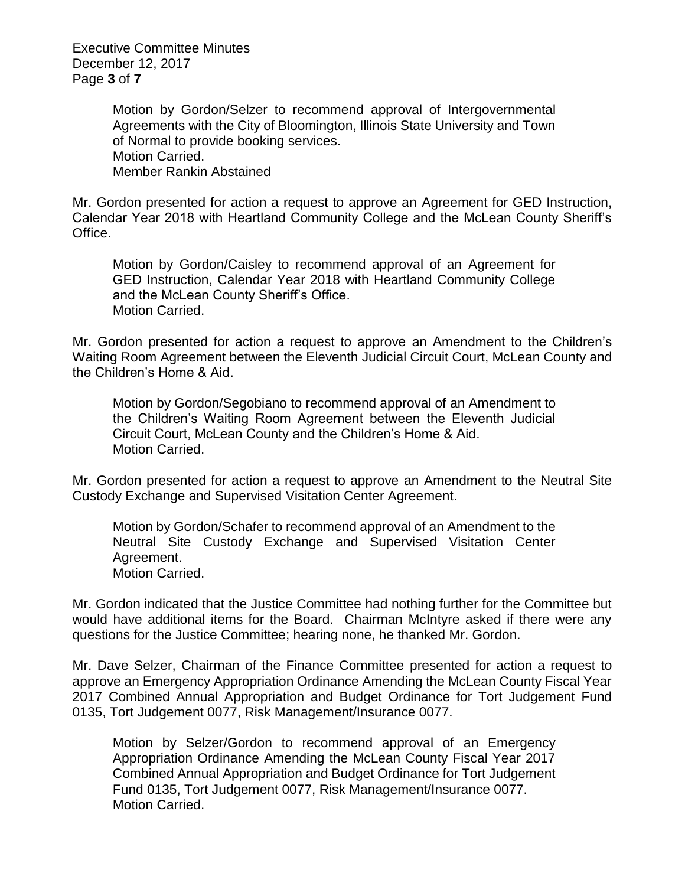Motion by Gordon/Selzer to recommend approval of Intergovernmental Agreements with the City of Bloomington, Illinois State University and Town of Normal to provide booking services.
Motion Carried.
Member Rankin Abstained

Mr. Gordon presented for action a request to approve an Agreement for GED Instruction, Calendar Year 2018 with Heartland Community College and the McLean County Sheriff's Office.

Motion by Gordon/Caisley to recommend approval of an Agreement for GED Instruction, Calendar Year 2018 with Heartland Community College and the McLean County Sheriff's Office.
Motion Carried.

Mr. Gordon presented for action a request to approve an Amendment to the Children's Waiting Room Agreement between the Eleventh Judicial Circuit Court, McLean County and the Children's Home & Aid.

Motion by Gordon/Segobiano to recommend approval of an Amendment to the Children's Waiting Room Agreement between the Eleventh Judicial Circuit Court, McLean County and the Children's Home & Aid.
Motion Carried.

Mr. Gordon presented for action a request to approve an Amendment to the Neutral Site Custody Exchange and Supervised Visitation Center Agreement.

Motion by Gordon/Schafer to recommend approval of an Amendment to the Neutral Site Custody Exchange and Supervised Visitation Center Agreement.
Motion Carried.

Mr. Gordon indicated that the Justice Committee had nothing further for the Committee but would have additional items for the Board. Chairman McIntyre asked if there were any questions for the Justice Committee; hearing none, he thanked Mr. Gordon.

Mr. Dave Selzer, Chairman of the Finance Committee presented for action a request to approve an Emergency Appropriation Ordinance Amending the McLean County Fiscal Year 2017 Combined Annual Appropriation and Budget Ordinance for Tort Judgement Fund 0135, Tort Judgement 0077, Risk Management/Insurance 0077.

Motion by Selzer/Gordon to recommend approval of an Emergency Appropriation Ordinance Amending the McLean County Fiscal Year 2017 Combined Annual Appropriation and Budget Ordinance for Tort Judgement Fund 0135, Tort Judgement 0077, Risk Management/Insurance 0077.
Motion Carried.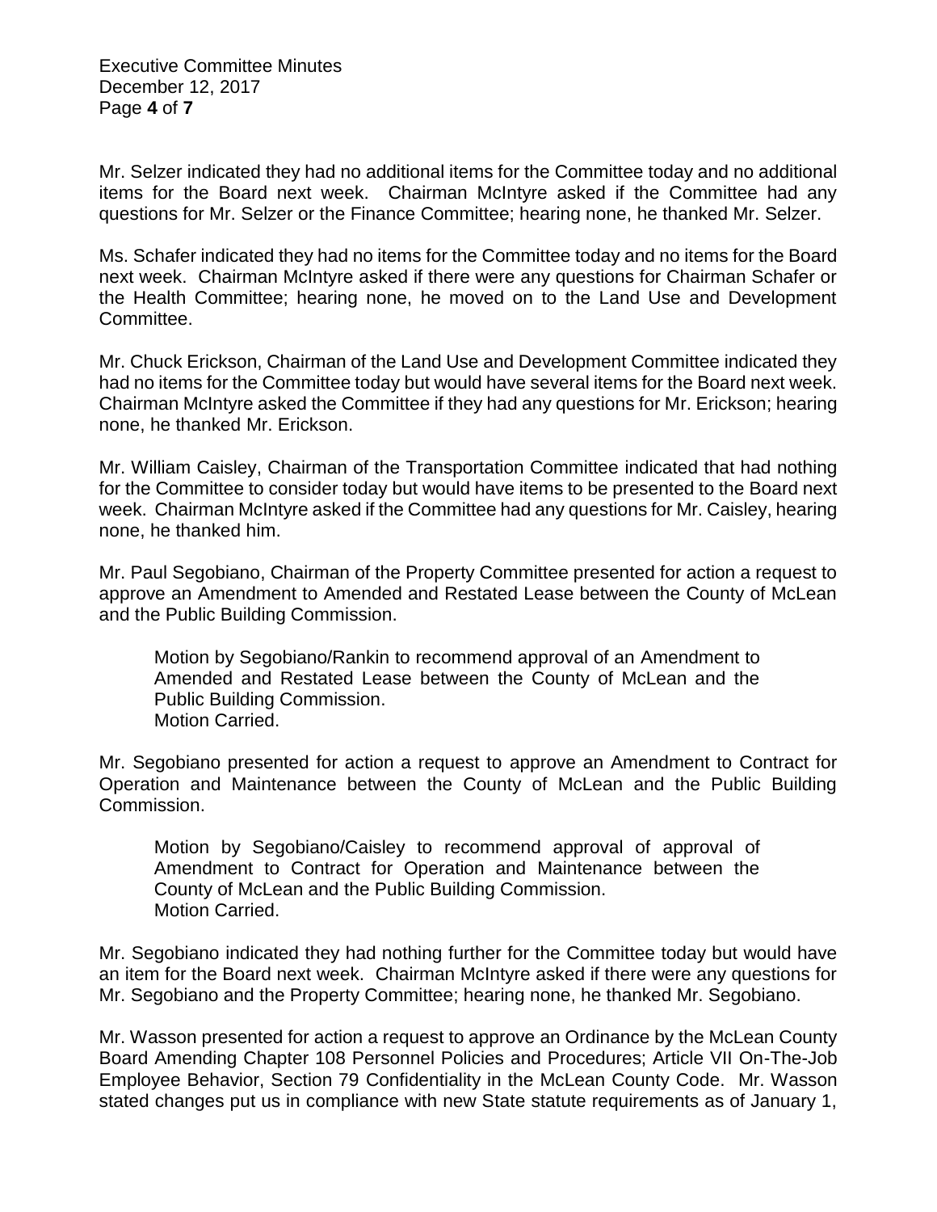Mr. Selzer indicated they had no additional items for the Committee today and no additional items for the Board next week. Chairman McIntyre asked if the Committee had any questions for Mr. Selzer or the Finance Committee; hearing none, he thanked Mr. Selzer.

Ms. Schafer indicated they had no items for the Committee today and no items for the Board next week. Chairman McIntyre asked if there were any questions for Chairman Schafer or the Health Committee; hearing none, he moved on to the Land Use and Development Committee.

Mr. Chuck Erickson, Chairman of the Land Use and Development Committee indicated they had no items for the Committee today but would have several items for the Board next week. Chairman McIntyre asked the Committee if they had any questions for Mr. Erickson; hearing none, he thanked Mr. Erickson.

Mr. William Caisley, Chairman of the Transportation Committee indicated that had nothing for the Committee to consider today but would have items to be presented to the Board next week. Chairman McIntyre asked if the Committee had any questions for Mr. Caisley, hearing none, he thanked him.

Mr. Paul Segobiano, Chairman of the Property Committee presented for action a request to approve an Amendment to Amended and Restated Lease between the County of McLean and the Public Building Commission.

> Motion by Segobiano/Rankin to recommend approval of an Amendment to Amended and Restated Lease between the County of McLean and the Public Building Commission.
> Motion Carried.

Mr. Segobiano presented for action a request to approve an Amendment to Contract for Operation and Maintenance between the County of McLean and the Public Building Commission.

> Motion by Segobiano/Caisley to recommend approval of approval of Amendment to Contract for Operation and Maintenance between the County of McLean and the Public Building Commission.
> Motion Carried.

Mr. Segobiano indicated they had nothing further for the Committee today but would have an item for the Board next week. Chairman McIntyre asked if there were any questions for Mr. Segobiano and the Property Committee; hearing none, he thanked Mr. Segobiano.

Mr. Wasson presented for action a request to approve an Ordinance by the McLean County Board Amending Chapter 108 Personnel Policies and Procedures; Article VII On-The-Job Employee Behavior, Section 79 Confidentiality in the McLean County Code. Mr. Wasson stated changes put us in compliance with new State statute requirements as of January 1,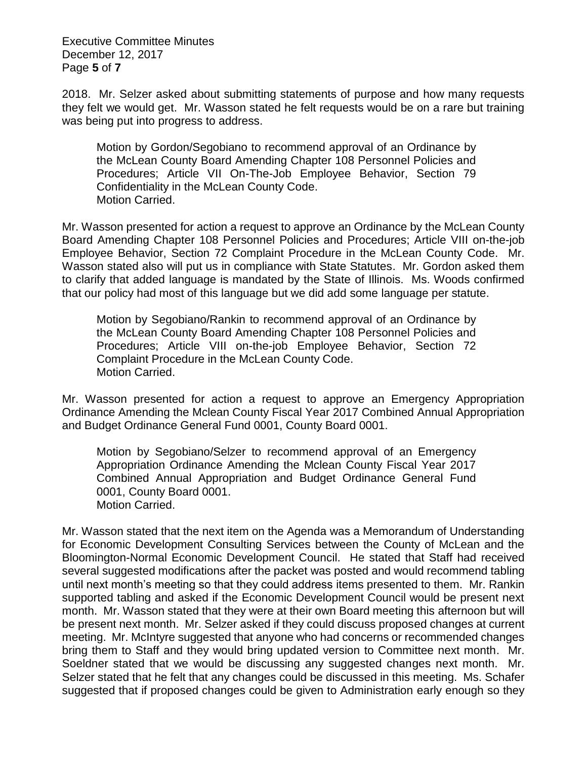2018. Mr. Selzer asked about submitting statements of purpose and how many requests they felt we would get. Mr. Wasson stated he felt requests would be on a rare but training was being put into progress to address.

> Motion by Gordon/Segobiano to recommend approval of an Ordinance by the McLean County Board Amending Chapter 108 Personnel Policies and Procedures; Article VII On-The-Job Employee Behavior, Section 79 Confidentiality in the McLean County Code.
> Motion Carried.

Mr. Wasson presented for action a request to approve an Ordinance by the McLean County Board Amending Chapter 108 Personnel Policies and Procedures; Article VIII on-the-job Employee Behavior, Section 72 Complaint Procedure in the McLean County Code. Mr. Wasson stated also will put us in compliance with State Statutes. Mr. Gordon asked them to clarify that added language is mandated by the State of Illinois. Ms. Woods confirmed that our policy had most of this language but we did add some language per statute.

> Motion by Segobiano/Rankin to recommend approval of an Ordinance by the McLean County Board Amending Chapter 108 Personnel Policies and Procedures; Article VIII on-the-job Employee Behavior, Section 72 Complaint Procedure in the McLean County Code.
> Motion Carried.

Mr. Wasson presented for action a request to approve an Emergency Appropriation Ordinance Amending the Mclean County Fiscal Year 2017 Combined Annual Appropriation and Budget Ordinance General Fund 0001, County Board 0001.

> Motion by Segobiano/Selzer to recommend approval of an Emergency Appropriation Ordinance Amending the Mclean County Fiscal Year 2017 Combined Annual Appropriation and Budget Ordinance General Fund 0001, County Board 0001.
> Motion Carried.

Mr. Wasson stated that the next item on the Agenda was a Memorandum of Understanding for Economic Development Consulting Services between the County of McLean and the Bloomington-Normal Economic Development Council. He stated that Staff had received several suggested modifications after the packet was posted and would recommend tabling until next month's meeting so that they could address items presented to them. Mr. Rankin supported tabling and asked if the Economic Development Council would be present next month. Mr. Wasson stated that they were at their own Board meeting this afternoon but will be present next month. Mr. Selzer asked if they could discuss proposed changes at current meeting. Mr. McIntyre suggested that anyone who had concerns or recommended changes bring them to Staff and they would bring updated version to Committee next month. Mr. Soeldner stated that we would be discussing any suggested changes next month. Mr. Selzer stated that he felt that any changes could be discussed in this meeting. Ms. Schafer suggested that if proposed changes could be given to Administration early enough so they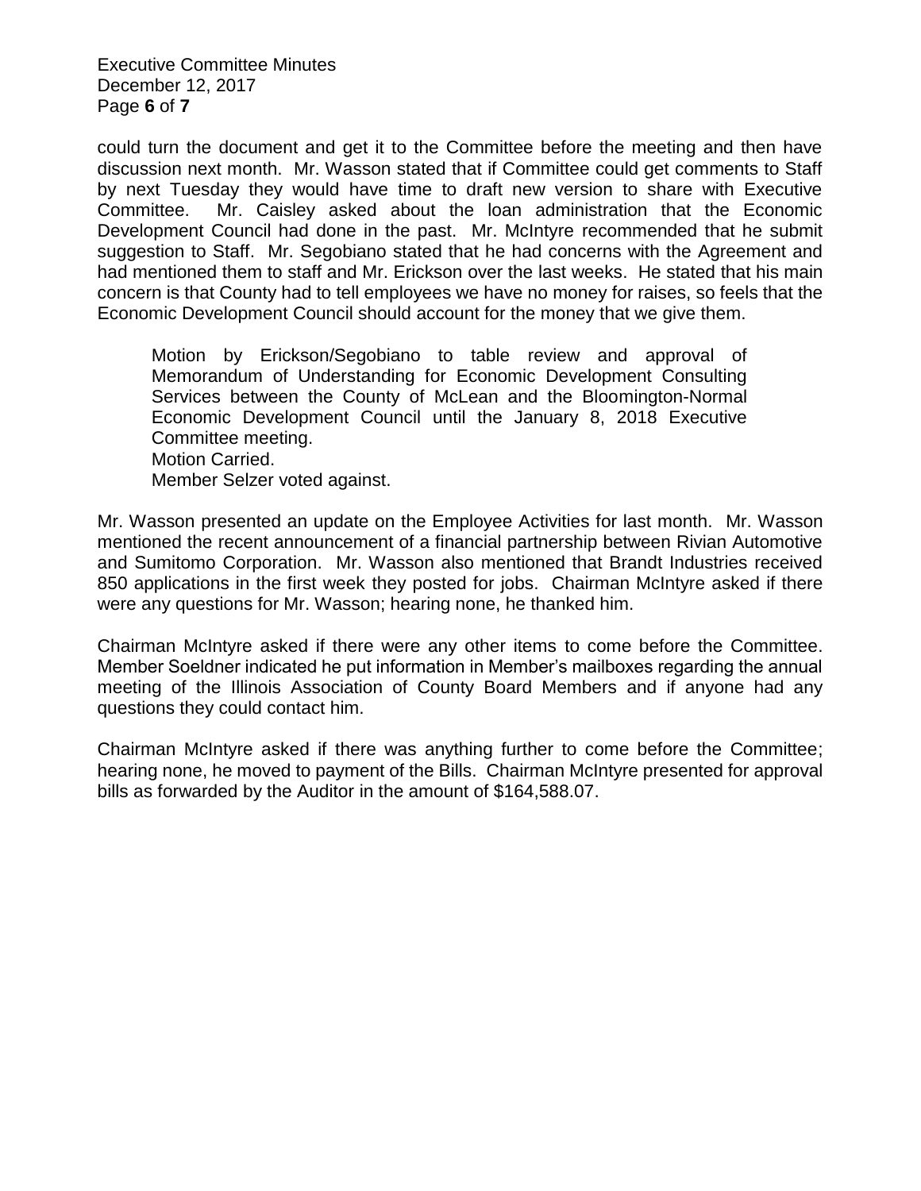could turn the document and get it to the Committee before the meeting and then have discussion next month. Mr. Wasson stated that if Committee could get comments to Staff by next Tuesday they would have time to draft new version to share with Executive Committee. Mr. Caisley asked about the loan administration that the Economic Development Council had done in the past. Mr. McIntyre recommended that he submit suggestion to Staff. Mr. Segobiano stated that he had concerns with the Agreement and had mentioned them to staff and Mr. Erickson over the last weeks. He stated that his main concern is that County had to tell employees we have no money for raises, so feels that the Economic Development Council should account for the money that we give them.

> Motion by Erickson/Segobiano to table review and approval of Memorandum of Understanding for Economic Development Consulting Services between the County of McLean and the Bloomington-Normal Economic Development Council until the January 8, 2018 Executive Committee meeting.
> Motion Carried.
> Member Selzer voted against.

Mr. Wasson presented an update on the Employee Activities for last month. Mr. Wasson mentioned the recent announcement of a financial partnership between Rivian Automotive and Sumitomo Corporation. Mr. Wasson also mentioned that Brandt Industries received 850 applications in the first week they posted for jobs. Chairman McIntyre asked if there were any questions for Mr. Wasson; hearing none, he thanked him.

Chairman McIntyre asked if there were any other items to come before the Committee. Member Soeldner indicated he put information in Member's mailboxes regarding the annual meeting of the Illinois Association of County Board Members and if anyone had any questions they could contact him.

Chairman McIntyre asked if there was anything further to come before the Committee; hearing none, he moved to payment of the Bills. Chairman McIntyre presented for approval bills as forwarded by the Auditor in the amount of $164,588.07.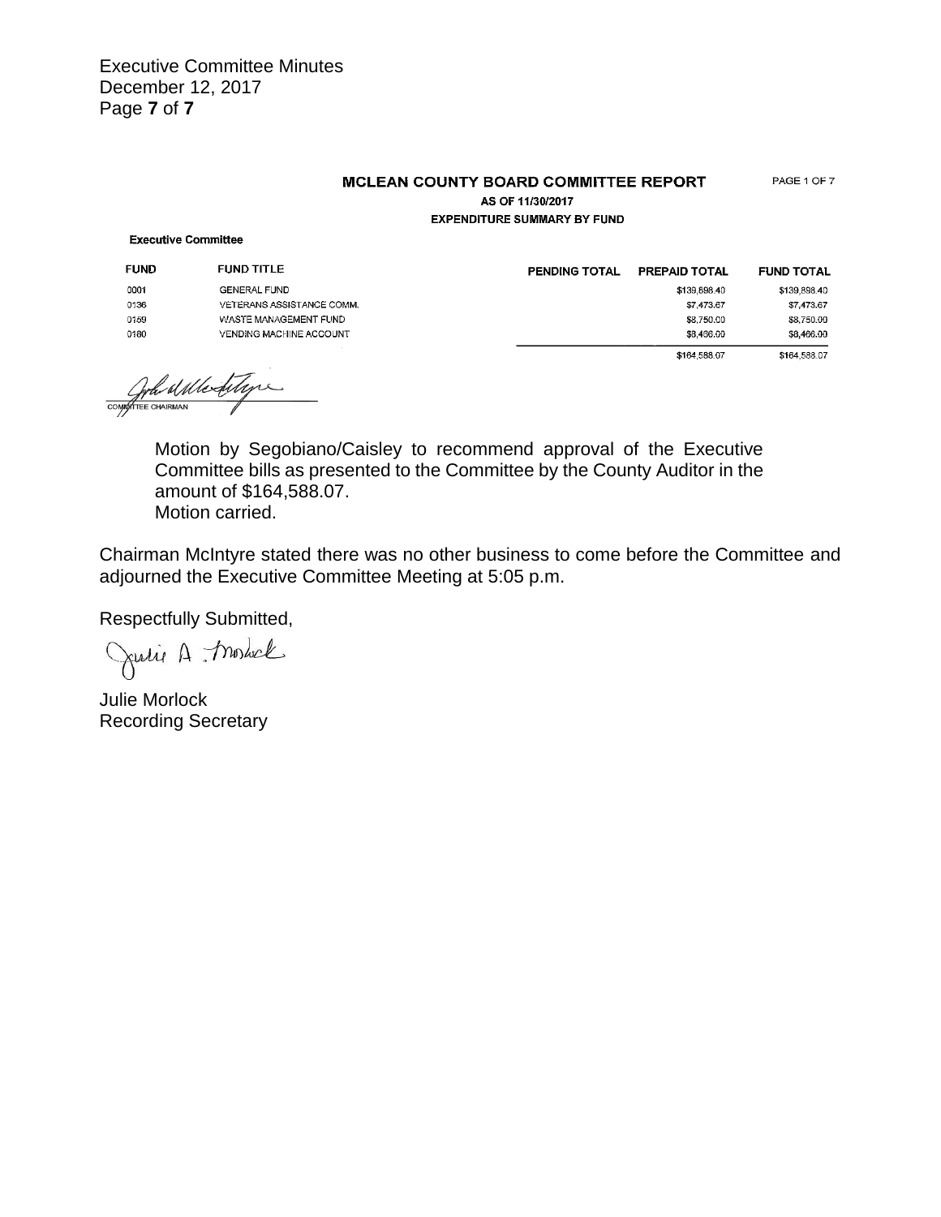**MCLEAN COUNTY BOARD COMMITTEE REPORT**

PAGE 1 OF 7

**AS OF 11/30/2017**

**EXPENDITURE SUMMARY BY FUND**

**Executive Committee**

| FUND | FUND TITLE | PENDING TOTAL | PREPAID TOTAL | FUND TOTAL |
|---|---|---|---|---|
| 0001 | GENERAL FUND | | $139,898.40 | $139,898.40 |
| 0136 | VETERANS ASSISTANCE COMM. | | $7,473.67 | $7,473.67 |
| 0159 | WASTE MANAGEMENT FUND | | $8,750.00 | $8,750.00 |
| 0180 | VENDING MACHINE ACCOUNT | | $8,466.00 | $8,466.00 |
| | | | $164,588.07 | $164,588.07 |

COMMITTEE CHAIRMAN

Motion by Segobiano/Caisley to recommend approval of the Executive Committee bills as presented to the Committee by the County Auditor in the amount of $164,588.07.
Motion carried.

Chairman McIntyre stated there was no other business to come before the Committee and adjourned the Executive Committee Meeting at 5:05 p.m.

Respectfully Submitted,

Julie Morlock
Recording Secretary